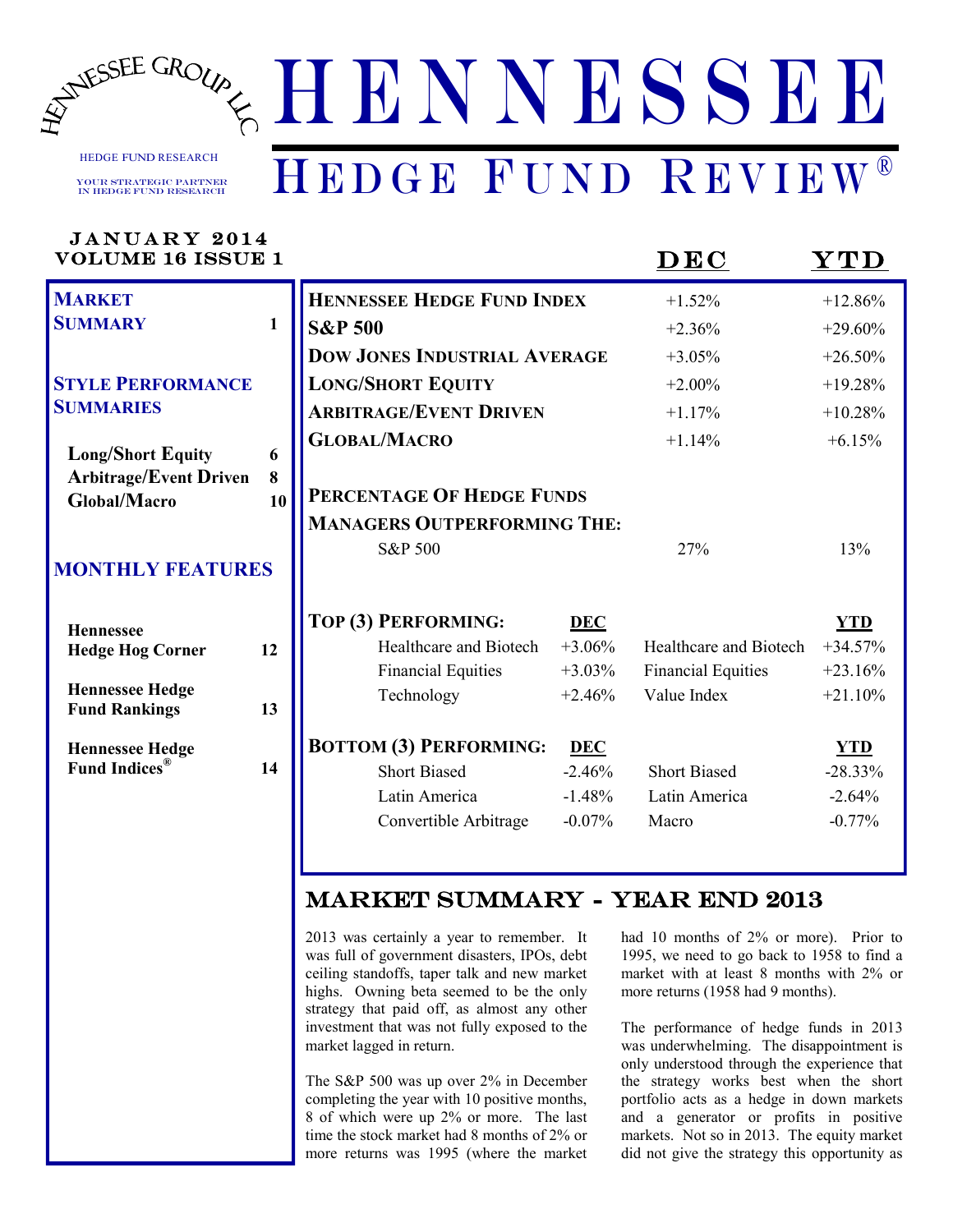HENNESSEE GROUP LLC

HEDGE FUND RESEARCH

YOUR STRATEGIC PARTNER IN HEDGE FUND RESEARCH

# HENNESSEE

## HEDGE FUND REVIEW®

**JANUARY 2014**
**VOLUME 16 ISSUE 1**

| | | |
|---|---|---|
| **MARKET SUMMARY** | | **1** |
| **STYLE PERFORMANCE SUMMARIES** | | |
| **Long/Short Equity** | | **6** |
| **Arbitrage/Event Driven** | | **8** |
| **Global/Macro** | | **10** |
| **MONTHLY FEATURES** | | |
| **Hennessee Hedge Hog Corner** | | **12** |
| **Hennessee Hedge Fund Rankings** | | **13** |
| **Hennessee Hedge Fund Indices®** | | **14** |

| | DEC | YTD |
|---|---|---|
| **HENNESSEE HEDGE FUND INDEX** | +1.52% | +12.86% |
| **S&P 500** | +2.36% | +29.60% |
| **DOW JONES INDUSTRIAL AVERAGE** | +3.05% | +26.50% |
| **LONG/SHORT EQUITY** | +2.00% | +19.28% |
| **ARBITRAGE/EVENT DRIVEN** | +1.17% | +10.28% |
| **GLOBAL/MACRO** | +1.14% | +6.15% |

**PERCENTAGE OF HEDGE FUNDS MANAGERS OUTPERFORMING THE:**

| | DEC | YTD |
|---|---|---|
| S&P 500 | 27% | 13% |

| **TOP (3) PERFORMING:** | **DEC** | | **YTD** |
|---|---|---|---|
| Healthcare and Biotech | +3.06% | Healthcare and Biotech | +34.57% |
| Financial Equities | +3.03% | Financial Equities | +23.16% |
| Technology | +2.46% | Value Index | +21.10% |

| **BOTTOM (3) PERFORMING:** | **DEC** | | **YTD** |
|---|---|---|---|
| Short Biased | -2.46% | Short Biased | -28.33% |
| Latin America | -1.48% | Latin America | -2.64% |
| Convertible Arbitrage | -0.07% | Macro | -0.77% |

## MARKET SUMMARY - YEAR END 2013

2013 was certainly a year to remember. It was full of government disasters, IPOs, debt ceiling standoffs, taper talk and new market highs. Owning beta seemed to be the only strategy that paid off, as almost any other investment that was not fully exposed to the market lagged in return.

The S&P 500 was up over 2% in December completing the year with 10 positive months, 8 of which were up 2% or more. The last time the stock market had 8 months of 2% or more returns was 1995 (where the market had 10 months of 2% or more). Prior to 1995, we need to go back to 1958 to find a market with at least 8 months with 2% or more returns (1958 had 9 months).

The performance of hedge funds in 2013 was underwhelming. The disappointment is only understood through the experience that the strategy works best when the short portfolio acts as a hedge in down markets and a generator or profits in positive markets. Not so in 2013. The equity market did not give the strategy this opportunity as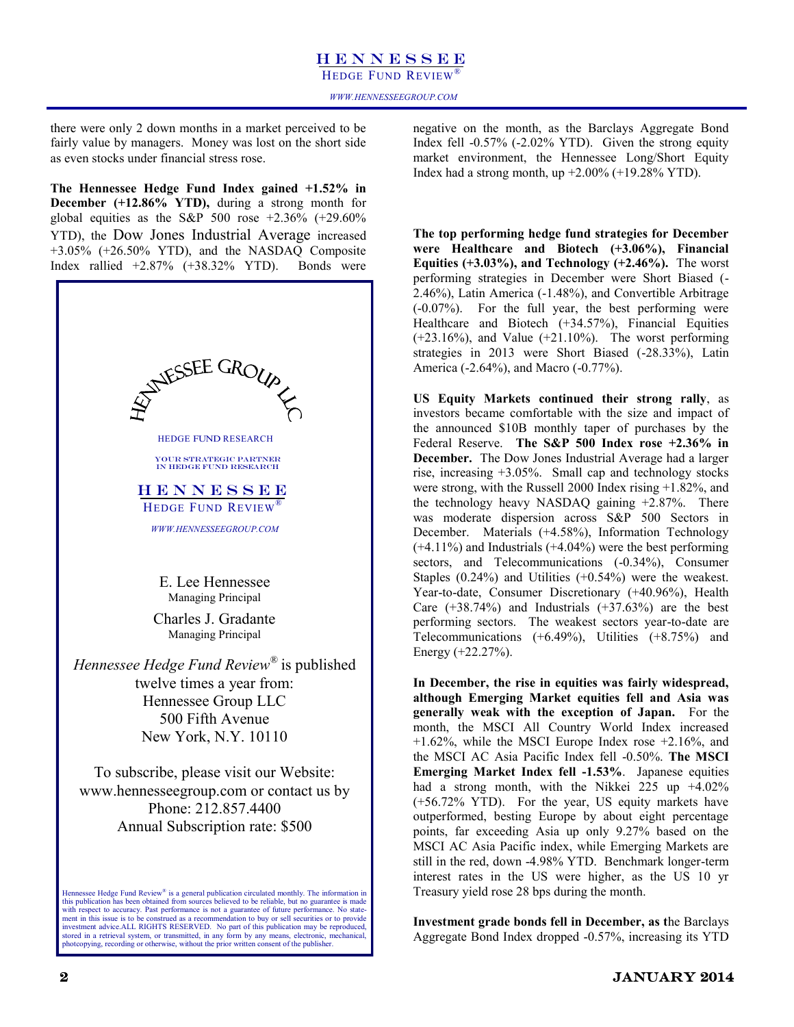there were only 2 down months in a market perceived to be fairly value by managers. Money was lost on the short side as even stocks under financial stress rose.

**The Hennessee Hedge Fund Index gained +1.52% in December (+12.86% YTD),** during a strong month for global equities as the S&P 500 rose +2.36% (+29.60% YTD), the Dow Jones Industrial Average increased +3.05% (+26.50% YTD), and the NASDAQ Composite Index rallied +2.87% (+38.32% YTD). Bonds were negative on the month, as the Barclays Aggregate Bond Index fell -0.57% (-2.02% YTD). Given the strong equity market environment, the Hennessee Long/Short Equity Index had a strong month, up +2.00% (+19.28% YTD).

HENNESSEE GROUP LLC

HEDGE FUND RESEARCH

YOUR STRATEGIC PARTNER IN HEDGE FUND RESEARCH

HENNESSEE

HEDGE FUND REVIEW®

*WWW.HENNESSEEGROUP.COM*

E. Lee Hennessee
Managing Principal

Charles J. Gradante
Managing Principal

*Hennessee Hedge Fund Review®* is published twelve times a year from:
Hennessee Group LLC
500 Fifth Avenue
New York, N.Y. 10110

To subscribe, please visit our Website: www.hennesseegroup.com or contact us by Phone: 212.857.4400
Annual Subscription rate: $500

Hennessee Hedge Fund Review® is a general publication circulated monthly. The information in this publication has been obtained from sources believed to be reliable, but no guarantee is made with respect to accuracy. Past performance is not a guarantee of future performance. No statement in this issue is to be construed as a recommendation to buy or sell securities or to provide investment advice.ALL RIGHTS RESERVED. No part of this publication may be reproduced, stored in a retrieval system, or transmitted, in any form by any means, electronic, mechanical, photocopying, recording or otherwise, without the prior written consent of the publisher.

**The top performing hedge fund strategies for December were Healthcare and Biotech (+3.06%), Financial Equities (+3.03%), and Technology (+2.46%).** The worst performing strategies in December were Short Biased (-2.46%), Latin America (-1.48%), and Convertible Arbitrage (-0.07%). For the full year, the best performing were Healthcare and Biotech (+34.57%), Financial Equities (+23.16%), and Value (+21.10%). The worst performing strategies in 2013 were Short Biased (-28.33%), Latin America (-2.64%), and Macro (-0.77%).

**US Equity Markets continued their strong rally**, as investors became comfortable with the size and impact of the announced $10B monthly taper of purchases by the Federal Reserve. **The S&P 500 Index rose +2.36% in December.** The Dow Jones Industrial Average had a larger rise, increasing +3.05%. Small cap and technology stocks were strong, with the Russell 2000 Index rising +1.82%, and the technology heavy NASDAQ gaining +2.87%. There was moderate dispersion across S&P 500 Sectors in December. Materials (+4.58%), Information Technology (+4.11%) and Industrials (+4.04%) were the best performing sectors, and Telecommunications (-0.34%), Consumer Staples (0.24%) and Utilities (+0.54%) were the weakest. Year-to-date, Consumer Discretionary (+40.96%), Health Care (+38.74%) and Industrials (+37.63%) are the best performing sectors. The weakest sectors year-to-date are Telecommunications (+6.49%), Utilities (+8.75%) and Energy (+22.27%).

**In December, the rise in equities was fairly widespread, although Emerging Market equities fell and Asia was generally weak with the exception of Japan.** For the month, the MSCI All Country World Index increased +1.62%, while the MSCI Europe Index rose +2.16%, and the MSCI AC Asia Pacific Index fell -0.50%. **The MSCI Emerging Market Index fell -1.53%**. Japanese equities had a strong month, with the Nikkei 225 up +4.02% (+56.72% YTD). For the year, US equity markets have outperformed, besting Europe by about eight percentage points, far exceeding Asia up only 9.27% based on the MSCI AC Asia Pacific index, while Emerging Markets are still in the red, down -4.98% YTD. Benchmark longer-term interest rates in the US were higher, as the US 10 yr Treasury yield rose 28 bps during the month.

**Investment grade bonds fell in December, as t**he Barclays Aggregate Bond Index dropped -0.57%, increasing its YTD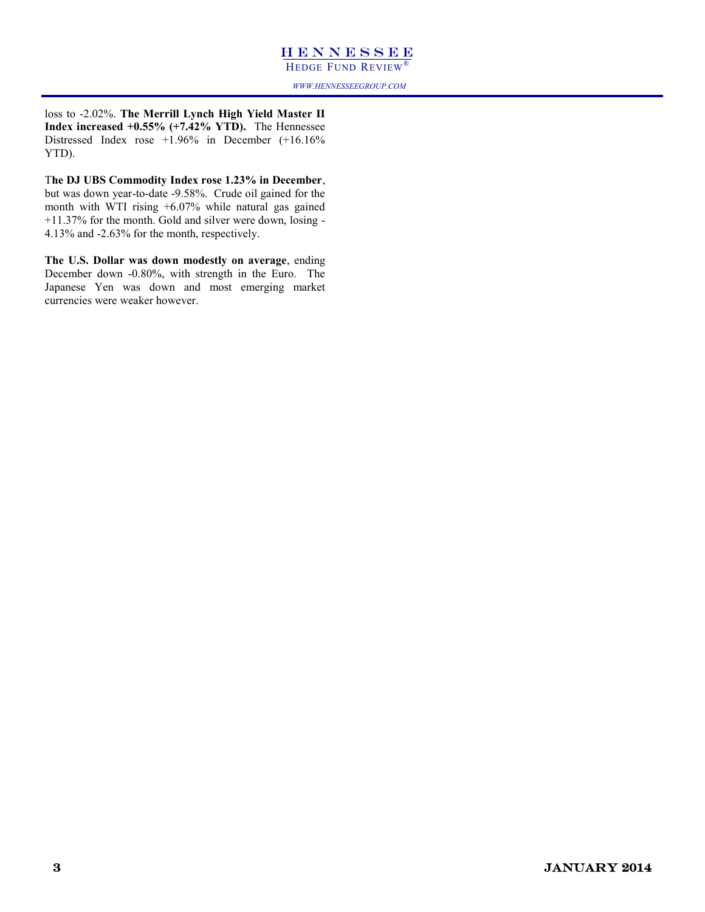loss to -2.02%. **The Merrill Lynch High Yield Master II Index increased +0.55% (+7.42% YTD).** The Hennessee Distressed Index rose +1.96% in December (+16.16% YTD).

T**he DJ UBS Commodity Index rose 1.23% in December**, but was down year-to-date -9.58%. Crude oil gained for the month with WTI rising +6.07% while natural gas gained +11.37% for the month. Gold and silver were down, losing -4.13% and -2.63% for the month, respectively.

**The U.S. Dollar was down modestly on average**, ending December down -0.80%, with strength in the Euro. The Japanese Yen was down and most emerging market currencies were weaker however.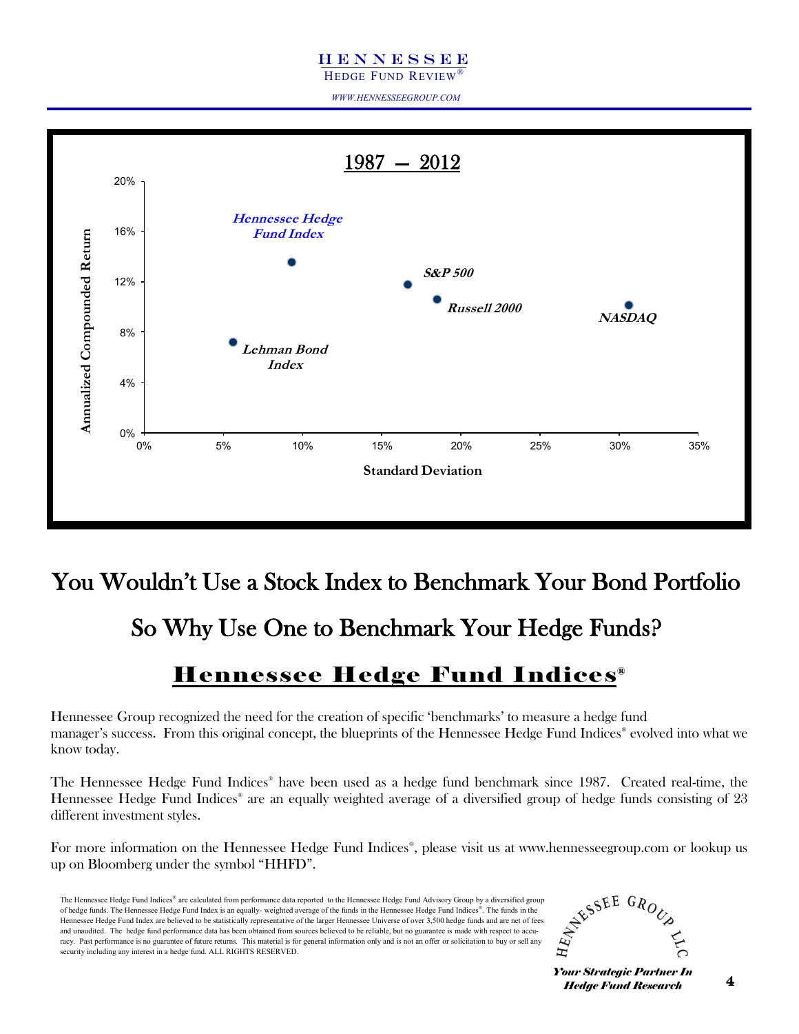## 1987 — 2012

Annualized Compounded Return vs. Standard Deviation

| Index | Standard Deviation | Annualized Compounded Return |
|---|---|---|
| Hennessee Hedge Fund Index | ~9.3% | ~13.6% |
| S&P 500 | ~16.7% | ~11.8% |
| Russell 2000 | ~18.5% | ~10.6% |
| NASDAQ | ~30.6% | ~10.2% |
| Lehman Bond Index | ~5.6% | ~7.2% |

# You Wouldn't Use a Stock Index to Benchmark Your Bond Portfolio

# So Why Use One to Benchmark Your Hedge Funds?

## Hennessee Hedge Fund Indices®

Hennessee Group recognized the need for the creation of specific 'benchmarks' to measure a hedge fund manager's success. From this original concept, the blueprints of the Hennessee Hedge Fund Indices® evolved into what we know today.

The Hennessee Hedge Fund Indices® have been used as a hedge fund benchmark since 1987. Created real-time, the Hennessee Hedge Fund Indices® are an equally weighted average of a diversified group of hedge funds consisting of 23 different investment styles.

For more information on the Hennessee Hedge Fund Indices®, please visit us at www.hennesseegroup.com or lookup us up on Bloomberg under the symbol "HHFD".

The Hennessee Hedge Fund Indices® are calculated from performance data reported to the Hennessee Hedge Fund Advisory Group by a diversified group of hedge funds. The Hennessee Hedge Fund Index is an equally- weighted average of the funds in the Hennessee Hedge Fund Indices®. The funds in the Hennessee Hedge Fund Index are believed to be statistically representative of the larger Hennessee Universe of over 3,500 hedge funds and are net of fees and unaudited. The hedge fund performance data has been obtained from sources believed to be reliable, but no guarantee is made with respect to accuracy. Past performance is no guarantee of future returns. This material is for general information only and is not an offer or solicitation to buy or sell any security including any interest in a hedge fund. ALL RIGHTS RESERVED.

HENNESSEE GROUP LLC

***Your Strategic Partner In Hedge Fund Research***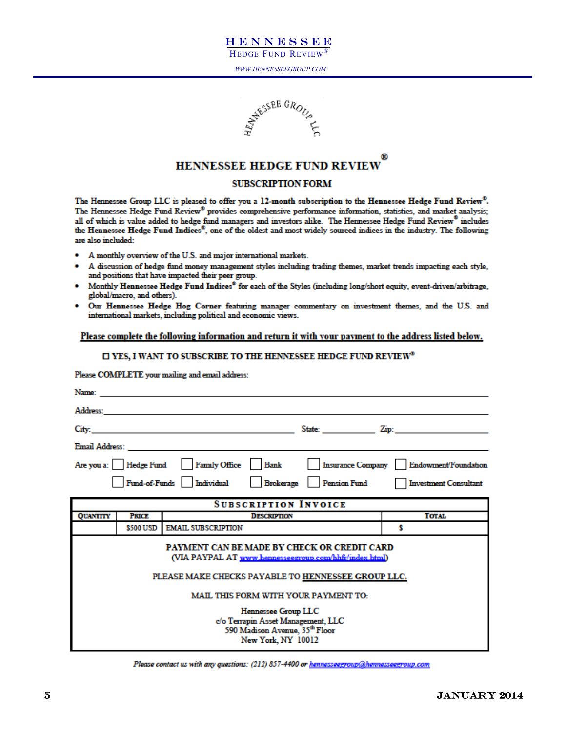# HENNESSEE HEDGE FUND REVIEW®

## SUBSCRIPTION FORM

The Hennessee Group LLC is pleased to offer you a **12-month subscription** to the **Hennessee Hedge Fund Review®**. The Hennessee Hedge Fund Review® provides comprehensive performance information, statistics, and market analysis; all of which is value added to hedge fund managers and investors alike. The Hennessee Hedge Fund Review® includes the **Hennessee Hedge Fund Indices®**, one of the oldest and most widely sourced indices in the industry. The following are also included:

- A monthly overview of the U.S. and major international markets.
- A discussion of hedge fund money management styles including trading themes, market trends impacting each style, and positions that have impacted their peer group.
- Monthly **Hennessee Hedge Fund Indices®** for each of the Styles (including long/short equity, event-driven/arbitrage, global/macro, and others).
- Our **Hennessee Hedge Hog Corner** featuring manager commentary on investment themes, and the U.S. and international markets, including political and economic views.

**Please complete the following information and return it with your payment to the address listed below.**

☐ **YES, I WANT TO SUBSCRIBE TO THE HENNESSEE HEDGE FUND REVIEW®**

Please **COMPLETE** your mailing and email address:

Name: ____________________________________________

Address: __________________________________________

City: ______________________ State: __________ Zip: __________

Email Address: ____________________________________

Are you a: ☐ Hedge Fund ☐ Family Office ☐ Bank ☐ Insurance Company ☐ Endowment/Foundation ☐ Fund-of-Funds ☐ Individual ☐ Brokerage ☐ Pension Fund ☐ Investment Consultant

| SUBSCRIPTION INVOICE | | | |
|---|---|---|---|
| QUANTITY | PRICE | DESCRIPTION | TOTAL |
| | \$500 USD | EMAIL SUBSCRIPTION | \$ |

PAYMENT CAN BE MADE BY CHECK OR CREDIT CARD
(VIA PAYPAL AT www.hennesseegroup.com/hhfr/index.html)

PLEASE MAKE CHECKS PAYABLE TO HENNESSEE GROUP LLC.

MAIL THIS FORM WITH YOUR PAYMENT TO:

Hennessee Group LLC
c/o Terrapin Asset Management, LLC
590 Madison Avenue, 35th Floor
New York, NY 10012

*Please contact us with any questions: (212) 857-4400 or hennesseegroup@hennesseegroup.com*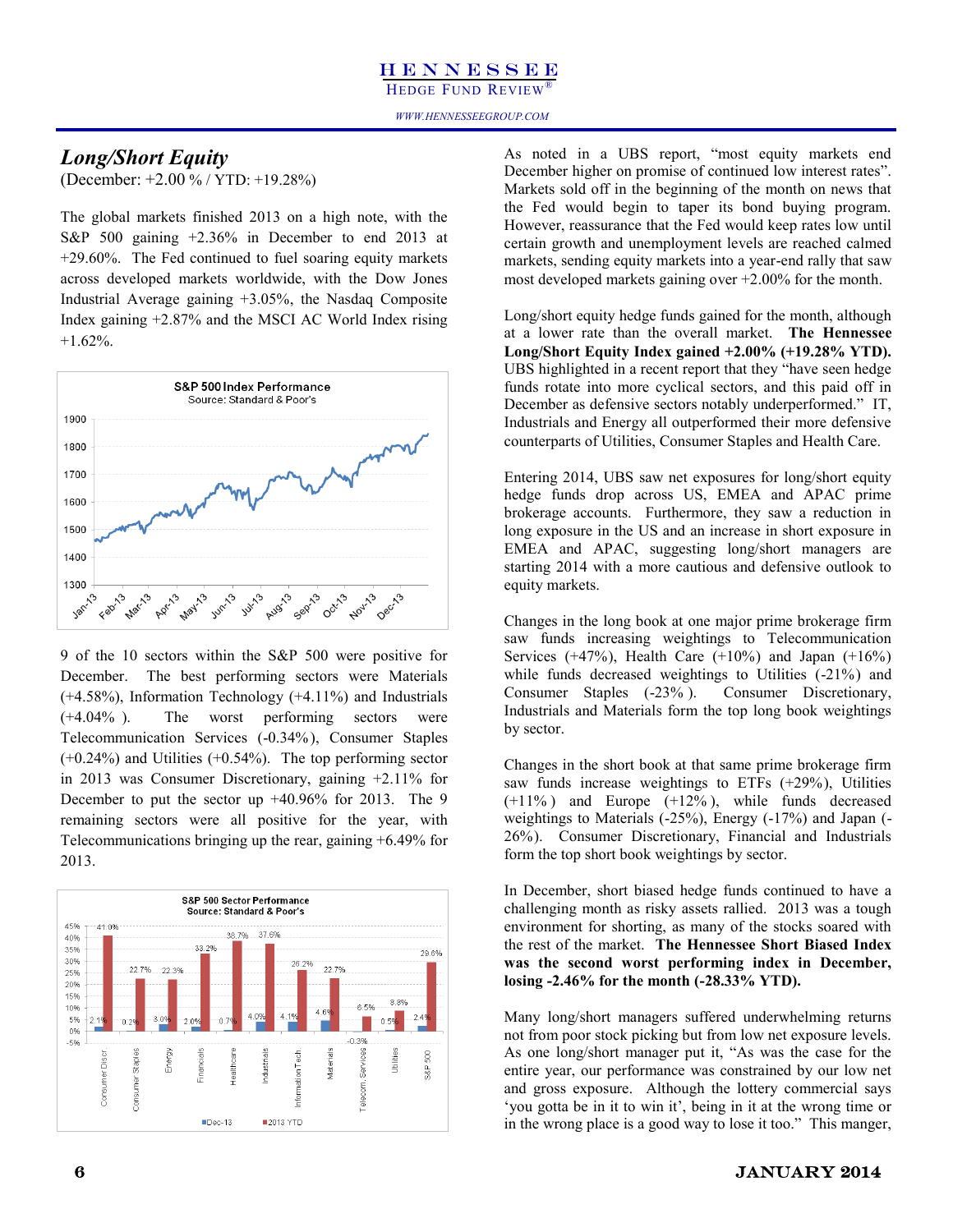## Long/Short Equity

(December: +2.00 % / YTD: +19.28%)

The global markets finished 2013 on a high note, with the S&P 500 gaining +2.36% in December to end 2013 at +29.60%. The Fed continued to fuel soaring equity markets across developed markets worldwide, with the Dow Jones Industrial Average gaining +3.05%, the Nasdaq Composite Index gaining +2.87% and the MSCI AC World Index rising +1.62%.

9 of the 10 sectors within the S&P 500 were positive for December. The best performing sectors were Materials (+4.58%), Information Technology (+4.11%) and Industrials (+4.04% ). The worst performing sectors were Telecommunication Services (-0.34%), Consumer Staples (+0.24%) and Utilities (+0.54%). The top performing sector in 2013 was Consumer Discretionary, gaining +2.11% for December to put the sector up +40.96% for 2013. The 9 remaining sectors were all positive for the year, with Telecommunications bringing up the rear, gaining +6.49% for 2013.

As noted in a UBS report, "most equity markets end December higher on promise of continued low interest rates". Markets sold off in the beginning of the month on news that the Fed would begin to taper its bond buying program. However, reassurance that the Fed would keep rates low until certain growth and unemployment levels are reached calmed markets, sending equity markets into a year-end rally that saw most developed markets gaining over +2.00% for the month.

Long/short equity hedge funds gained for the month, although at a lower rate than the overall market. **The Hennessee Long/Short Equity Index gained +2.00% (+19.28% YTD).** UBS highlighted in a recent report that they "have seen hedge funds rotate into more cyclical sectors, and this paid off in December as defensive sectors notably underperformed." IT, Industrials and Energy all outperformed their more defensive counterparts of Utilities, Consumer Staples and Health Care.

Entering 2014, UBS saw net exposures for long/short equity hedge funds drop across US, EMEA and APAC prime brokerage accounts. Furthermore, they saw a reduction in long exposure in the US and an increase in short exposure in EMEA and APAC, suggesting long/short managers are starting 2014 with a more cautious and defensive outlook to equity markets.

Changes in the long book at one major prime brokerage firm saw funds increasing weightings to Telecommunication Services (+47%), Health Care (+10%) and Japan (+16%) while funds decreased weightings to Utilities (-21%) and Consumer Staples (-23% ). Consumer Discretionary, Industrials and Materials form the top long book weightings by sector.

Changes in the short book at that same prime brokerage firm saw funds increase weightings to ETFs (+29%), Utilities (+11% ) and Europe (+12% ), while funds decreased weightings to Materials (-25%), Energy (-17%) and Japan (-26%). Consumer Discretionary, Financial and Industrials form the top short book weightings by sector.

In December, short biased hedge funds continued to have a challenging month as risky assets rallied. 2013 was a tough environment for shorting, as many of the stocks soared with the rest of the market. **The Hennessee Short Biased Index was the second worst performing index in December, losing -2.46% for the month (-28.33% YTD).**

Many long/short managers suffered underwhelming returns not from poor stock picking but from low net exposure levels. As one long/short manager put it, "As was the case for the entire year, our performance was constrained by our low net and gross exposure. Although the lottery commercial says 'you gotta be in it to win it', being in it at the wrong time or in the wrong place is a good way to lose it too." This manger,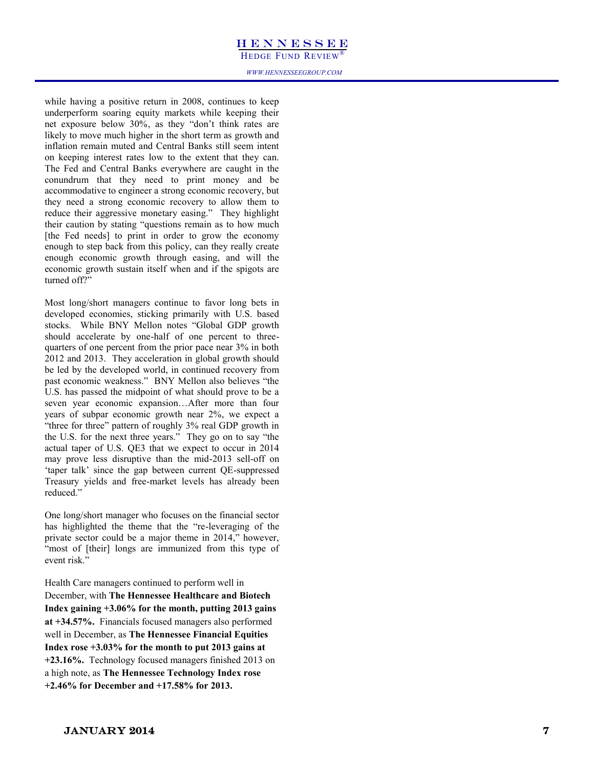while having a positive return in 2008, continues to keep underperform soaring equity markets while keeping their net exposure below 30%, as they "don't think rates are likely to move much higher in the short term as growth and inflation remain muted and Central Banks still seem intent on keeping interest rates low to the extent that they can. The Fed and Central Banks everywhere are caught in the conundrum that they need to print money and be accommodative to engineer a strong economic recovery, but they need a strong economic recovery to allow them to reduce their aggressive monetary easing." They highlight their caution by stating "questions remain as to how much [the Fed needs] to print in order to grow the economy enough to step back from this policy, can they really create enough economic growth through easing, and will the economic growth sustain itself when and if the spigots are turned off?"

Most long/short managers continue to favor long bets in developed economies, sticking primarily with U.S. based stocks. While BNY Mellon notes "Global GDP growth should accelerate by one-half of one percent to three-quarters of one percent from the prior pace near 3% in both 2012 and 2013. They acceleration in global growth should be led by the developed world, in continued recovery from past economic weakness." BNY Mellon also believes "the U.S. has passed the midpoint of what should prove to be a seven year economic expansion…After more than four years of subpar economic growth near 2%, we expect a "three for three" pattern of roughly 3% real GDP growth in the U.S. for the next three years." They go on to say "the actual taper of U.S. QE3 that we expect to occur in 2014 may prove less disruptive than the mid-2013 sell-off on 'taper talk' since the gap between current QE-suppressed Treasury yields and free-market levels has already been reduced."

One long/short manager who focuses on the financial sector has highlighted the theme that the "re-leveraging of the private sector could be a major theme in 2014," however, "most of [their] longs are immunized from this type of event risk."

Health Care managers continued to perform well in December, with **The Hennessee Healthcare and Biotech Index gaining +3.06% for the month, putting 2013 gains at +34.57%.** Financials focused managers also performed well in December, as **The Hennessee Financial Equities Index rose +3.03% for the month to put 2013 gains at +23.16%.** Technology focused managers finished 2013 on a high note, as **The Hennessee Technology Index rose +2.46% for December and +17.58% for 2013.**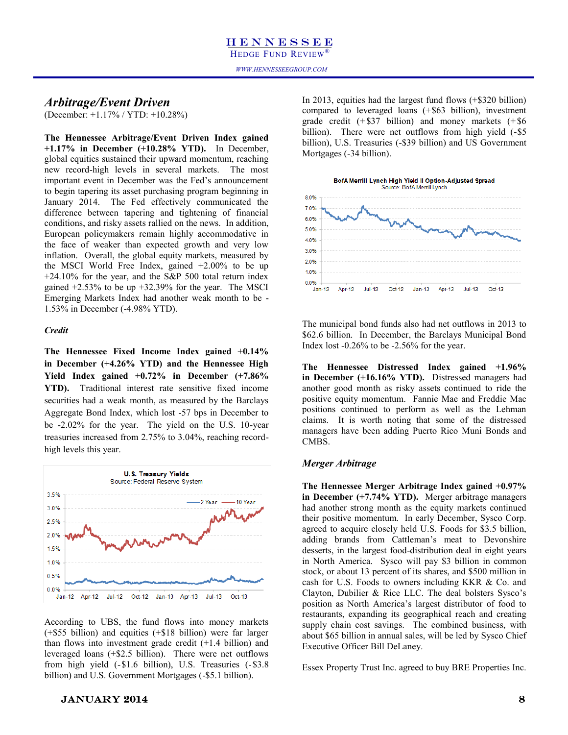## *Arbitrage/Event Driven*

(December: +1.17% / YTD: +10.28%)

**The Hennessee Arbitrage/Event Driven Index gained +1.17% in December (+10.28% YTD).** In December, global equities sustained their upward momentum, reaching new record-high levels in several markets. The most important event in December was the Fed's announcement to begin tapering its asset purchasing program beginning in January 2014. The Fed effectively communicated the difference between tapering and tightening of financial conditions, and risky assets rallied on the news. In addition, European policymakers remain highly accommodative in the face of weaker than expected growth and very low inflation. Overall, the global equity markets, measured by the MSCI World Free Index, gained +2.00% to be up +24.10% for the year, and the S&P 500 total return index gained +2.53% to be up +32.39% for the year. The MSCI Emerging Markets Index had another weak month to be -1.53% in December (-4.98% YTD).

### *Credit*

**The Hennessee Fixed Income Index gained +0.14% in December (+4.26% YTD) and the Hennessee High Yield Index gained +0.72% in December (+7.86% YTD).** Traditional interest rate sensitive fixed income securities had a weak month, as measured by the Barclays Aggregate Bond Index, which lost -57 bps in December to be -2.02% for the year. The yield on the U.S. 10-year treasuries increased from 2.75% to 3.04%, reaching record-high levels this year.

According to UBS, the fund flows into money markets (+$55 billion) and equities (+$18 billion) were far larger than flows into investment grade credit (+1.4 billion) and leveraged loans (+$2.5 billion). There were net outflows from high yield (-$1.6 billion), U.S. Treasuries (-$3.8 billion) and U.S. Government Mortgages (-$5.1 billion).

In 2013, equities had the largest fund flows (+$320 billion) compared to leveraged loans (+$63 billion), investment grade credit (+$37 billion) and money markets (+$6 billion). There were net outflows from high yield (-$5 billion), U.S. Treasuries (-$39 billion) and US Government Mortgages (-34 billion).

The municipal bond funds also had net outflows in 2013 to $62.6 billion. In December, the Barclays Municipal Bond Index lost -0.26% to be -2.56% for the year.

**The Hennessee Distressed Index gained +1.96% in December (+16.16% YTD).** Distressed managers had another good month as risky assets continued to ride the positive equity momentum. Fannie Mae and Freddie Mac positions continued to perform as well as the Lehman claims. It is worth noting that some of the distressed managers have been adding Puerto Rico Muni Bonds and CMBS.

### *Merger Arbitrage*

**The Hennessee Merger Arbitrage Index gained +0.97% in December (+7.74% YTD).** Merger arbitrage managers had another strong month as the equity markets continued their positive momentum. In early December, Sysco Corp. agreed to acquire closely held U.S. Foods for $3.5 billion, adding brands from Cattleman's meat to Devonshire desserts, in the largest food-distribution deal in eight years in North America. Sysco will pay $3 billion in common stock, or about 13 percent of its shares, and $500 million in cash for U.S. Foods to owners including KKR & Co. and Clayton, Dubilier & Rice LLC. The deal bolsters Sysco's position as North America's largest distributor of food to restaurants, expanding its geographical reach and creating supply chain cost savings. The combined business, with about $65 billion in annual sales, will be led by Sysco Chief Executive Officer Bill DeLaney.

Essex Property Trust Inc. agreed to buy BRE Properties Inc.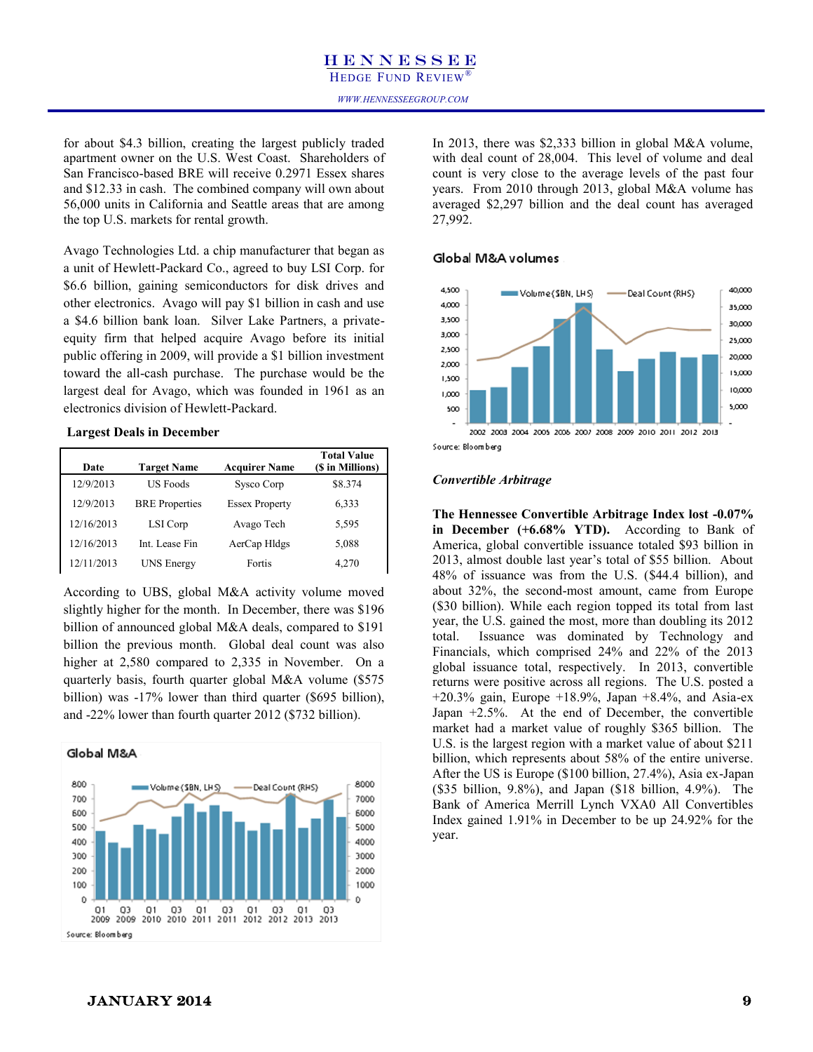for about $4.3 billion, creating the largest publicly traded apartment owner on the U.S. West Coast. Shareholders of San Francisco-based BRE will receive 0.2971 Essex shares and $12.33 in cash. The combined company will own about 56,000 units in California and Seattle areas that are among the top U.S. markets for rental growth.

Avago Technologies Ltd. a chip manufacturer that began as a unit of Hewlett-Packard Co., agreed to buy LSI Corp. for $6.6 billion, gaining semiconductors for disk drives and other electronics. Avago will pay $1 billion in cash and use a $4.6 billion bank loan. Silver Lake Partners, a private-equity firm that helped acquire Avago before its initial public offering in 2009, will provide a $1 billion investment toward the all-cash purchase. The purchase would be the largest deal for Avago, which was founded in 1961 as an electronics division of Hewlett-Packard.

**Largest Deals in December**

| Date | Target Name | Acquirer Name | Total Value ($ in Millions) |
|---|---|---|---|
| 12/9/2013 | US Foods | Sysco Corp | $8.374 |
| 12/9/2013 | BRE Properties | Essex Property | 6,333 |
| 12/16/2013 | LSI Corp | Avago Tech | 5,595 |
| 12/16/2013 | Int. Lease Fin | AerCap Hldgs | 5,088 |
| 12/11/2013 | UNS Energy | Fortis | 4,270 |

According to UBS, global M&A activity volume moved slightly higher for the month. In December, there was $196 billion of announced global M&A deals, compared to $191 billion the previous month. Global deal count was also higher at 2,580 compared to 2,335 in November. On a quarterly basis, fourth quarter global M&A volume ($575 billion) was -17% lower than third quarter ($695 billion), and -22% lower than fourth quarter 2012 ($732 billion).

Global M&A

Source: Bloomberg

In 2013, there was $2,333 billion in global M&A volume, with deal count of 28,004. This level of volume and deal count is very close to the average levels of the past four years. From 2010 through 2013, global M&A volume has averaged $2,297 billion and the deal count has averaged 27,992.

Global M&A volumes

Source: Bloomberg

### *Convertible Arbitrage*

**The Hennessee Convertible Arbitrage Index lost -0.07% in December (+6.68% YTD).** According to Bank of America, global convertible issuance totaled $93 billion in 2013, almost double last year's total of $55 billion. About 48% of issuance was from the U.S. ($44.4 billion), and about 32%, the second-most amount, came from Europe ($30 billion). While each region topped its total from last year, the U.S. gained the most, more than doubling its 2012 total. Issuance was dominated by Technology and Financials, which comprised 24% and 22% of the 2013 global issuance total, respectively. In 2013, convertible returns were positive across all regions. The U.S. posted a +20.3% gain, Europe +18.9%, Japan +8.4%, and Asia-ex Japan +2.5%. At the end of December, the convertible market had a market value of roughly $365 billion. The U.S. is the largest region with a market value of about $211 billion, which represents about 58% of the entire universe. After the US is Europe ($100 billion, 27.4%), Asia ex-Japan ($35 billion, 9.8%), and Japan ($18 billion, 4.9%). The Bank of America Merrill Lynch VXA0 All Convertibles Index gained 1.91% in December to be up 24.92% for the year.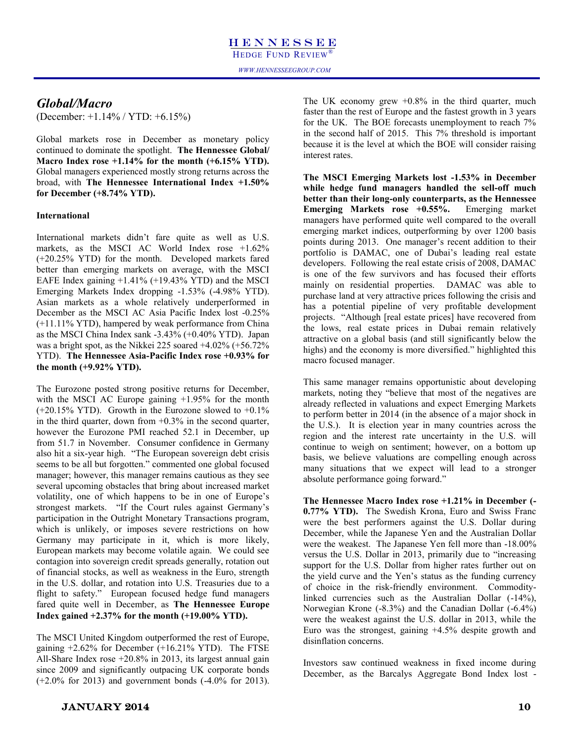## *Global/Macro*

(December: +1.14% / YTD: +6.15%)

Global markets rose in December as monetary policy continued to dominate the spotlight. **The Hennessee Global/ Macro Index rose +1.14% for the month (+6.15% YTD).** Global managers experienced mostly strong returns across the broad, with **The Hennessee International Index +1.50% for December (+8.74% YTD).**

### International

International markets didn't fare quite as well as U.S. markets, as the MSCI AC World Index rose +1.62% (+20.25% YTD) for the month. Developed markets fared better than emerging markets on average, with the MSCI EAFE Index gaining +1.41% (+19.43% YTD) and the MSCI Emerging Markets Index dropping -1.53% (-4.98% YTD). Asian markets as a whole relatively underperformed in December as the MSCI AC Asia Pacific Index lost -0.25% (+11.11% YTD), hampered by weak performance from China as the MSCI China Index sank -3.43% (+0.40% YTD). Japan was a bright spot, as the Nikkei 225 soared +4.02% (+56.72% YTD). **The Hennessee Asia-Pacific Index rose +0.93% for the month (+9.92% YTD).**

The Eurozone posted strong positive returns for December, with the MSCI AC Europe gaining +1.95% for the month (+20.15% YTD). Growth in the Eurozone slowed to +0.1% in the third quarter, down from +0.3% in the second quarter, however the Eurozone PMI reached 52.1 in December, up from 51.7 in November. Consumer confidence in Germany also hit a six-year high. "The European sovereign debt crisis seems to be all but forgotten." commented one global focused manager; however, this manager remains cautious as they see several upcoming obstacles that bring about increased market volatility, one of which happens to be in one of Europe's strongest markets. "If the Court rules against Germany's participation in the Outright Monetary Transactions program, which is unlikely, or imposes severe restrictions on how Germany may participate in it, which is more likely, European markets may become volatile again. We could see contagion into sovereign credit spreads generally, rotation out of financial stocks, as well as weakness in the Euro, strength in the U.S. dollar, and rotation into U.S. Treasuries due to a flight to safety." European focused hedge fund managers fared quite well in December, as **The Hennessee Europe Index gained +2.37% for the month (+19.00% YTD).**

The MSCI United Kingdom outperformed the rest of Europe, gaining +2.62% for December (+16.21% YTD). The FTSE All-Share Index rose +20.8% in 2013, its largest annual gain since 2009 and significantly outpacing UK corporate bonds (+2.0% for 2013) and government bonds (-4.0% for 2013). The UK economy grew +0.8% in the third quarter, much faster than the rest of Europe and the fastest growth in 3 years for the UK. The BOE forecasts unemployment to reach 7% in the second half of 2015. This 7% threshold is important because it is the level at which the BOE will consider raising interest rates.

**The MSCI Emerging Markets lost -1.53% in December while hedge fund managers handled the sell-off much better than their long-only counterparts, as the Hennessee Emerging Markets rose +0.55%.** Emerging market managers have performed quite well compared to the overall emerging market indices, outperforming by over 1200 basis points during 2013. One manager's recent addition to their portfolio is DAMAC, one of Dubai's leading real estate developers. Following the real estate crisis of 2008, DAMAC is one of the few survivors and has focused their efforts mainly on residential properties. DAMAC was able to purchase land at very attractive prices following the crisis and has a potential pipeline of very profitable development projects. "Although [real estate prices] have recovered from the lows, real estate prices in Dubai remain relatively attractive on a global basis (and still significantly below the highs) and the economy is more diversified." highlighted this macro focused manager.

This same manager remains opportunistic about developing markets, noting they "believe that most of the negatives are already reflected in valuations and expect Emerging Markets to perform better in 2014 (in the absence of a major shock in the U.S.). It is election year in many countries across the region and the interest rate uncertainty in the U.S. will continue to weigh on sentiment; however, on a bottom up basis, we believe valuations are compelling enough across many situations that we expect will lead to a stronger absolute performance going forward."

**The Hennessee Macro Index rose +1.21% in December (-0.77% YTD).** The Swedish Krona, Euro and Swiss Franc were the best performers against the U.S. Dollar during December, while the Japanese Yen and the Australian Dollar were the weakest. The Japanese Yen fell more than -18.00% versus the U.S. Dollar in 2013, primarily due to "increasing support for the U.S. Dollar from higher rates further out on the yield curve and the Yen's status as the funding currency of choice in the risk-friendly environment. Commodity-linked currencies such as the Australian Dollar (-14%), Norwegian Krone (-8.3%) and the Canadian Dollar (-6.4%) were the weakest against the U.S. dollar in 2013, while the Euro was the strongest, gaining +4.5% despite growth and disinflation concerns.

Investors saw continued weakness in fixed income during December, as the Barcalys Aggregate Bond Index lost -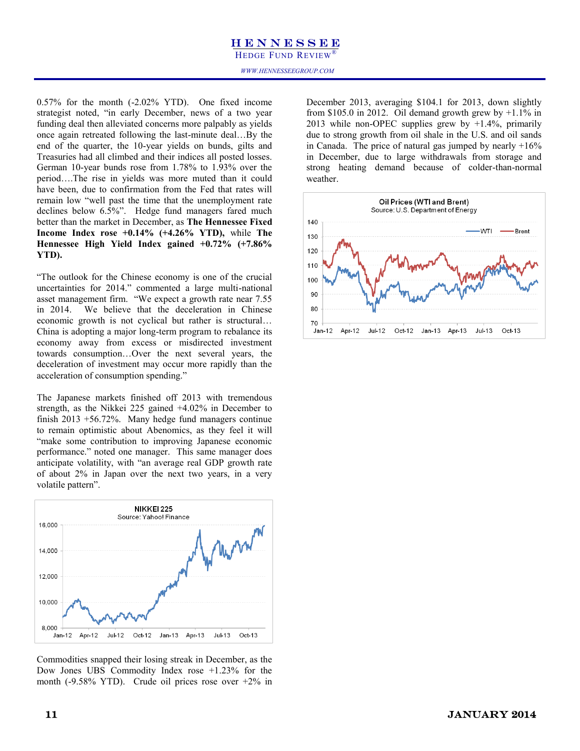0.57% for the month (-2.02% YTD). One fixed income strategist noted, "in early December, news of a two year funding deal then alleviated concerns more palpably as yields once again retreated following the last-minute deal…By the end of the quarter, the 10-year yields on bunds, gilts and Treasuries had all climbed and their indices all posted losses. German 10-year bunds rose from 1.78% to 1.93% over the period….The rise in yields was more muted than it could have been, due to confirmation from the Fed that rates will remain low "well past the time that the unemployment rate declines below 6.5%". Hedge fund managers fared much better than the market in December, as **The Hennessee Fixed Income Index rose +0.14% (+4.26% YTD),** while **The Hennessee High Yield Index gained +0.72% (+7.86% YTD).**

"The outlook for the Chinese economy is one of the crucial uncertainties for 2014." commented a large multi-national asset management firm. "We expect a growth rate near 7.55 in 2014. We believe that the deceleration in Chinese economic growth is not cyclical but rather is structural… China is adopting a major long-term program to rebalance its economy away from excess or misdirected investment towards consumption…Over the next several years, the deceleration of investment may occur more rapidly than the acceleration of consumption spending."

The Japanese markets finished off 2013 with tremendous strength, as the Nikkei 225 gained +4.02% in December to finish 2013 +56.72%. Many hedge fund managers continue to remain optimistic about Abenomics, as they feel it will "make some contribution to improving Japanese economic performance." noted one manager. This same manager does anticipate volatility, with "an average real GDP growth rate of about 2% in Japan over the next two years, in a very volatile pattern".

NIKKEI 225
Source: Yahoo! Finance

Commodities snapped their losing streak in December, as the Dow Jones UBS Commodity Index rose +1.23% for the month (-9.58% YTD). Crude oil prices rose over +2% in December 2013, averaging $104.1 for 2013, down slightly from $105.0 in 2012. Oil demand growth grew by +1.1% in 2013 while non-OPEC supplies grew by +1.4%, primarily due to strong growth from oil shale in the U.S. and oil sands in Canada. The price of natural gas jumped by nearly +16% in December, due to large withdrawals from storage and strong heating demand because of colder-than-normal weather.

Oil Prices (WTI and Brent)
Source: U.S. Department of Energy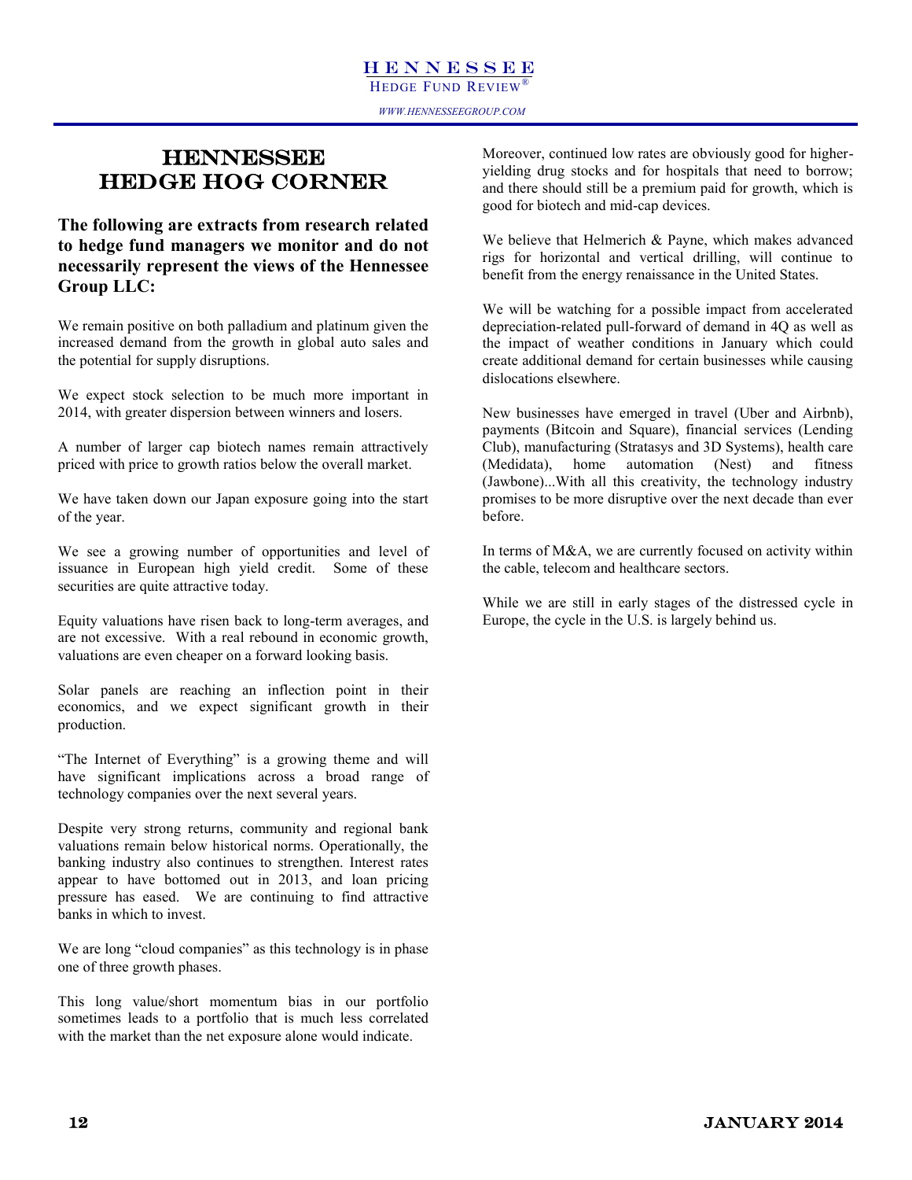# HENNESSEE HEDGE HOG CORNER

**The following are extracts from research related to hedge fund managers we monitor and do not necessarily represent the views of the Hennessee Group LLC:**

We remain positive on both palladium and platinum given the increased demand from the growth in global auto sales and the potential for supply disruptions.

We expect stock selection to be much more important in 2014, with greater dispersion between winners and losers.

A number of larger cap biotech names remain attractively priced with price to growth ratios below the overall market.

We have taken down our Japan exposure going into the start of the year.

We see a growing number of opportunities and level of issuance in European high yield credit. Some of these securities are quite attractive today.

Equity valuations have risen back to long-term averages, and are not excessive. With a real rebound in economic growth, valuations are even cheaper on a forward looking basis.

Solar panels are reaching an inflection point in their economics, and we expect significant growth in their production.

"The Internet of Everything" is a growing theme and will have significant implications across a broad range of technology companies over the next several years.

Despite very strong returns, community and regional bank valuations remain below historical norms. Operationally, the banking industry also continues to strengthen. Interest rates appear to have bottomed out in 2013, and loan pricing pressure has eased. We are continuing to find attractive banks in which to invest.

We are long "cloud companies" as this technology is in phase one of three growth phases.

This long value/short momentum bias in our portfolio sometimes leads to a portfolio that is much less correlated with the market than the net exposure alone would indicate.

Moreover, continued low rates are obviously good for higher-yielding drug stocks and for hospitals that need to borrow; and there should still be a premium paid for growth, which is good for biotech and mid-cap devices.

We believe that Helmerich & Payne, which makes advanced rigs for horizontal and vertical drilling, will continue to benefit from the energy renaissance in the United States.

We will be watching for a possible impact from accelerated depreciation-related pull-forward of demand in 4Q as well as the impact of weather conditions in January which could create additional demand for certain businesses while causing dislocations elsewhere.

New businesses have emerged in travel (Uber and Airbnb), payments (Bitcoin and Square), financial services (Lending Club), manufacturing (Stratasys and 3D Systems), health care (Medidata), home automation (Nest) and fitness (Jawbone)...With all this creativity, the technology industry promises to be more disruptive over the next decade than ever before.

In terms of M&A, we are currently focused on activity within the cable, telecom and healthcare sectors.

While we are still in early stages of the distressed cycle in Europe, the cycle in the U.S. is largely behind us.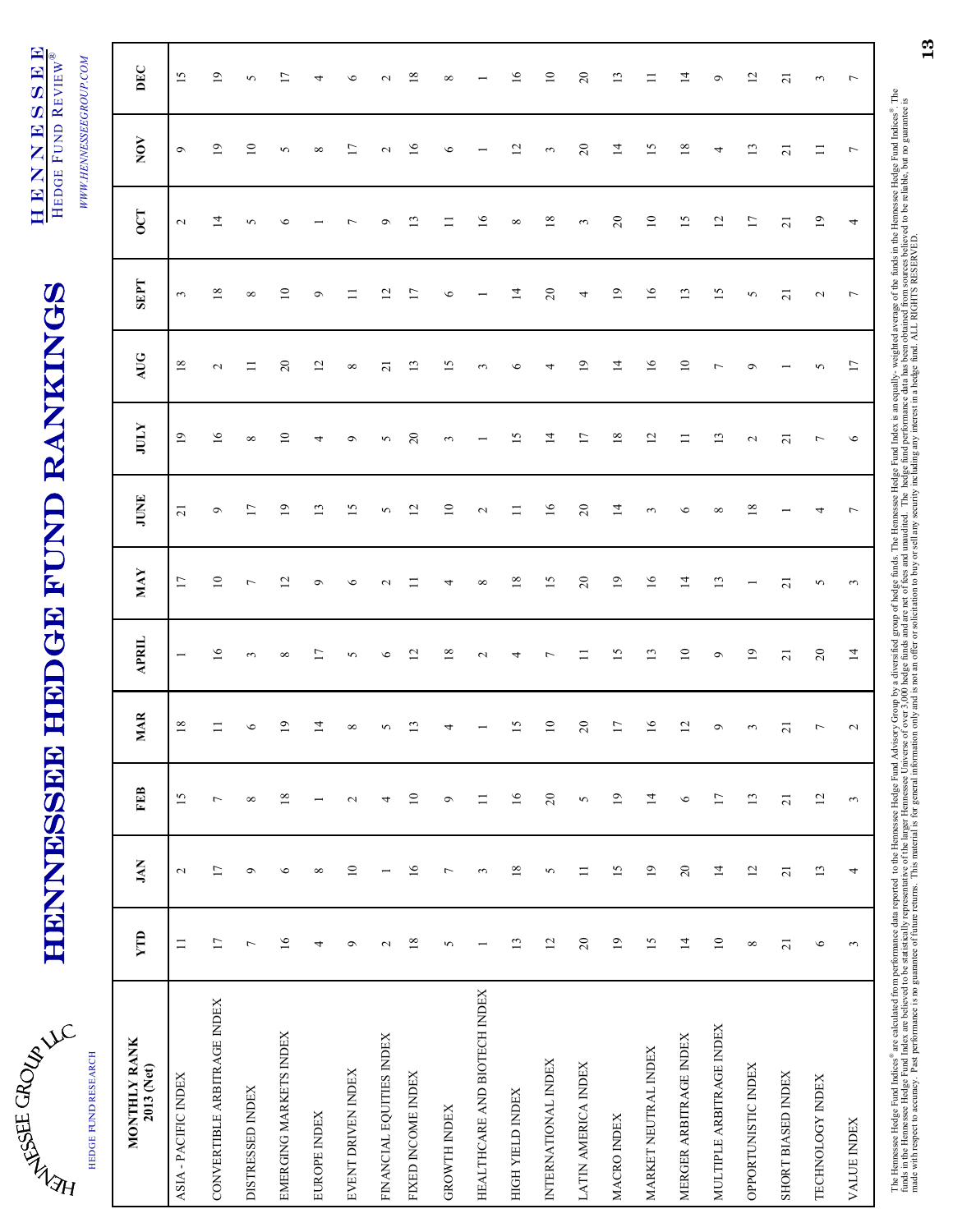# HENNESSEE HEDGE FUND RANKINGS

HENNESSEE GROUP LLC
HEDGE FUND RESEARCH

HENNESSEE HEDGE FUND REVIEW®
WWW.HENNESSEEGROUP.COM

| MONTHLY RANK 2013 (Net) | YTD | JAN | FEB | MAR | APRIL | MAY | JUNE | JULY | AUG | SEPT | OCT | NOV | DEC |
|---|---|---|---|---|---|---|---|---|---|---|---|---|---|
| ASIA - PACIFIC INDEX | 11 | 2 | 15 | 18 | 1 | 17 | 21 | 19 | 18 | 3 | 2 | 9 | 15 |
| CONVERTIBLE ARBITRAGE INDEX | 17 | 17 | 7 | 11 | 16 | 10 | 9 | 16 | 2 | 18 | 14 | 19 | 19 |
| DISTRESSED INDEX | 7 | 9 | 8 | 6 | 3 | 7 | 17 | 8 | 11 | 8 | 5 | 10 | 5 |
| EMERGING MARKETS INDEX | 16 | 6 | 18 | 19 | 8 | 12 | 19 | 10 | 20 | 10 | 6 | 5 | 17 |
| EUROPE INDEX | 4 | 8 | 1 | 14 | 17 | 9 | 13 | 4 | 12 | 9 | 1 | 8 | 4 |
| EVENT DRIVEN INDEX | 9 | 10 | 2 | 8 | 5 | 6 | 15 | 9 | 8 | 11 | 7 | 17 | 6 |
| FINANCIAL EQUITIES INDEX | 2 | 1 | 4 | 5 | 6 | 2 | 5 | 5 | 21 | 12 | 9 | 2 | 2 |
| FIXED INCOME INDEX | 18 | 16 | 10 | 13 | 12 | 11 | 12 | 20 | 13 | 17 | 13 | 16 | 18 |
| GROWTH INDEX | 5 | 7 | 9 | 4 | 18 | 4 | 10 | 3 | 15 | 6 | 11 | 6 | 8 |
| HEALTHCARE AND BIOTECH INDEX | 1 | 3 | 11 | 1 | 2 | 8 | 2 | 1 | 3 | 1 | 16 | 1 | 1 |
| HIGH YIELD INDEX | 13 | 18 | 16 | 15 | 4 | 18 | 11 | 15 | 6 | 14 | 8 | 12 | 16 |
| INTERNATIONAL INDEX | 12 | 5 | 20 | 10 | 7 | 15 | 16 | 14 | 4 | 20 | 18 | 3 | 10 |
| LATIN AMERICA INDEX | 20 | 11 | 5 | 20 | 11 | 20 | 20 | 17 | 19 | 4 | 3 | 20 | 20 |
| MACRO INDEX | 19 | 15 | 19 | 17 | 15 | 19 | 14 | 18 | 14 | 19 | 20 | 14 | 13 |
| MARKET NEUTRAL INDEX | 15 | 19 | 14 | 16 | 13 | 16 | 3 | 12 | 16 | 16 | 10 | 15 | 11 |
| MERGER ARBITRAGE INDEX | 14 | 20 | 6 | 12 | 10 | 14 | 6 | 11 | 10 | 13 | 15 | 18 | 14 |
| MULTIPLE ARBITRAGE INDEX | 10 | 14 | 17 | 9 | 9 | 13 | 8 | 13 | 7 | 15 | 12 | 4 | 9 |
| OPPORTUNISTIC INDEX | 8 | 12 | 13 | 3 | 19 | 1 | 18 | 2 | 9 | 5 | 17 | 13 | 12 |
| SHORT BIASED INDEX | 21 | 21 | 21 | 21 | 21 | 21 | 1 | 21 | 1 | 21 | 21 | 21 | 21 |
| TECHNOLOGY INDEX | 6 | 13 | 12 | 7 | 20 | 5 | 4 | 7 | 5 | 2 | 19 | 11 | 3 |
| VALUE INDEX | 3 | 4 | 3 | 2 | 14 | 3 | 7 | 6 | 17 | 7 | 4 | 7 | 7 |

The Hennessee Hedge Fund Indices® are calculated from performance data reported to the Hennessee Hedge Fund Advisory Group by a diversified group of hedge funds. The Hennessee Hedge Fund Index is an equally- weighted average of the funds in the Hennessee Hedge Fund Indices®. The funds in the Hennessee Hedge Fund Index are believed to be statistically representative of the larger Hennessee Universe of over 3,000 hedge funds and are net of fees and unaudited. The hedge fund performance data has been obtained from sources believed to be reliable, but no guarantee is made with respect to accuracy. Past performance is no guarantee of future returns. This material is for general information only and is not an offer or solicitation to buy or sell any security including any interest in a hedge fund. ALL RIGHTS RESERVED.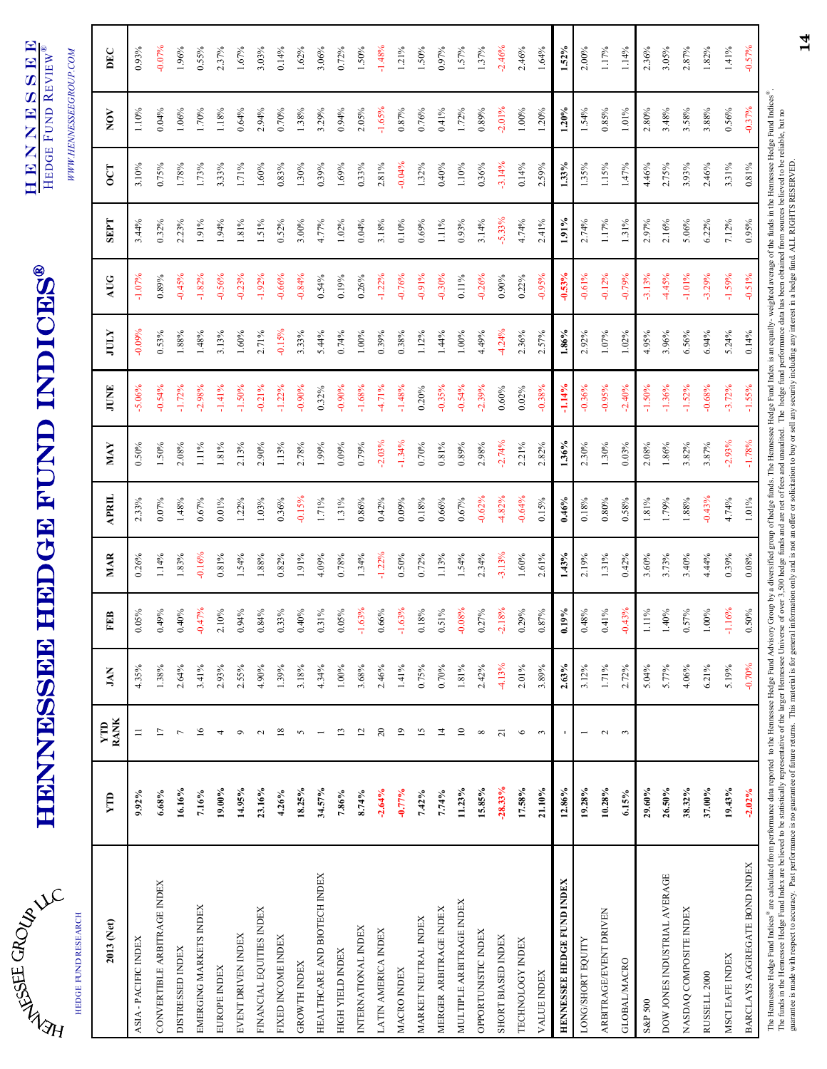# HENNESSEE HEDGE FUND INDICES®

HENNESSEE GROUP LLC

HEDGE FUND RESEARCH

HENNESSEE HEDGE FUND REVIEW®

WWW.HENNESSEEGROUP.COM

| 2013 (Net) | YTD | YTD RANK | JAN | FEB | MAR | APRIL | MAY | JUNE | JULY | AUG | SEPT | OCT | NOV | DEC |
|---|---|---|---|---|---|---|---|---|---|---|---|---|---|---|
| ASIA - PACIFIC INDEX | **9.92%** | 11 | 4.35% | 0.05% | 0.26% | 2.33% | 0.50% | -5.06% | -0.09% | -1.07% | 3.44% | 3.10% | 1.10% | 0.93% |
| CONVERTIBLE ARBITRAGE INDEX | **6.68%** | 17 | 1.38% | 0.49% | 1.14% | 0.07% | 1.50% | -0.54% | 0.53% | 0.89% | 0.32% | 0.75% | 0.04% | -0.07% |
| DISTRESSED INDEX | **16.16%** | 7 | 2.64% | 0.40% | 1.83% | 1.48% | 2.08% | -1.72% | 1.88% | -0.45% | 2.23% | 1.78% | 1.06% | 1.96% |
| EMERGING MARKETS INDEX | **7.16%** | 16 | 3.41% | -0.47% | -0.16% | 0.67% | 1.11% | -2.98% | 1.48% | -1.82% | 1.91% | 1.73% | 1.70% | 0.55% |
| EUROPE INDEX | **19.00%** | 4 | 2.93% | 2.10% | 0.81% | 0.01% | 1.81% | -1.41% | 3.13% | -0.56% | 1.94% | 3.33% | 1.18% | 2.37% |
| EVENT DRIVEN INDEX | **14.95%** | 9 | 2.55% | 0.94% | 1.54% | 1.22% | 2.13% | -1.50% | 1.60% | -0.23% | 1.81% | 1.71% | 0.64% | 1.67% |
| FINANCIAL EQUITIES INDEX | **23.16%** | 2 | 4.90% | 0.84% | 1.88% | 1.03% | 2.90% | -0.21% | 2.71% | -1.92% | 1.51% | 1.60% | 2.94% | 3.03% |
| FIXED INCOME INDEX | **4.26%** | 18 | 1.39% | 0.33% | 0.82% | 0.36% | 1.13% | -1.22% | -0.15% | -0.66% | 0.52% | 0.83% | 0.70% | 0.14% |
| GROWTH INDEX | **18.25%** | 5 | 3.18% | 0.40% | 1.91% | -0.15% | 2.78% | -0.90% | 3.33% | -0.84% | 3.00% | 1.30% | 1.38% | 1.62% |
| HEALTHCARE AND BIOTECH INDEX | **34.57%** | 1 | 4.34% | 0.31% | 4.09% | 1.71% | 1.99% | 0.32% | 5.44% | 0.54% | 4.77% | 0.39% | 3.29% | 3.06% |
| HIGH YIELD INDEX | **7.86%** | 13 | 1.00% | 0.05% | 0.78% | 1.31% | 0.09% | -0.90% | 0.74% | 0.19% | 1.02% | 1.69% | 0.94% | 0.72% |
| INTERNATIONAL INDEX | **8.74%** | 12 | 3.68% | -1.63% | 1.34% | 0.86% | 0.79% | -1.68% | 1.00% | 0.26% | 0.04% | 0.33% | 2.05% | 1.50% |
| LATIN AMERICA INDEX | **-2.64%** | 20 | 2.46% | 0.66% | -1.22% | 0.42% | -2.03% | -4.71% | 0.39% | -1.22% | 3.18% | 2.81% | -1.65% | -1.48% |
| MACRO INDEX | **-0.77%** | 19 | 1.41% | -1.63% | 0.50% | 0.09% | -1.34% | -1.48% | 0.38% | -0.76% | 0.10% | -0.04% | 0.87% | 1.21% |
| MARKET NEUTRAL INDEX | **7.42%** | 15 | 0.75% | 0.18% | 0.72% | 0.18% | 0.70% | 0.20% | 1.12% | -0.91% | 0.69% | 1.32% | 0.76% | 1.50% |
| MERGER ARBITRAGE INDEX | **7.74%** | 14 | 0.70% | 0.51% | 1.13% | 0.66% | 0.81% | -0.35% | 1.44% | -0.30% | 1.11% | 0.40% | 0.41% | 0.97% |
| MULTIPLE ARBITRAGE INDEX | **11.23%** | 10 | 1.81% | -0.08% | 1.54% | 0.67% | 0.89% | -0.54% | 1.00% | 0.11% | 0.93% | 1.10% | 1.72% | 1.57% |
| OPPORTUNISTIC INDEX | **15.85%** | 8 | 2.42% | 0.27% | 2.34% | -0.62% | 2.98% | -2.39% | 4.49% | -0.26% | 3.14% | 0.36% | 0.89% | 1.37% |
| SHORT BIASED INDEX | **-28.33%** | 21 | -4.13% | -2.18% | -3.13% | -4.82% | -2.74% | 0.60% | -4.24% | 0.90% | -5.33% | -3.14% | -2.01% | -2.46% |
| TECHNOLOGY INDEX | **17.58%** | 6 | 2.01% | 0.29% | 1.60% | -0.64% | 2.21% | 0.02% | 2.36% | 0.22% | 4.74% | 0.14% | 1.00% | 2.46% |
| VALUE INDEX | **21.10%** | 3 | 3.89% | 0.87% | 2.61% | 0.15% | 2.82% | -0.38% | 2.57% | -0.95% | 2.41% | 2.59% | 1.20% | 1.64% |
| **HENNESSEE HEDGE FUND INDEX** | **12.86%** | - | **2.63%** | **0.19%** | **1.43%** | **0.46%** | **1.36%** | **-1.14%** | **1.86%** | **-0.53%** | **1.91%** | **1.33%** | **1.20%** | **1.52%** |
| LONG/SHORT EQUITY | **19.28%** | 1 | 3.12% | 0.48% | 2.19% | 0.18% | 2.30% | -0.36% | 2.92% | -0.61% | 2.74% | 1.35% | 1.54% | 2.00% |
| ARBITRAGE/EVENT DRIVEN | **10.28%** | 2 | 1.71% | 0.41% | 1.31% | 0.80% | 1.30% | -0.95% | 1.07% | -0.12% | 1.17% | 1.15% | 0.85% | 1.17% |
| GLOBAL/MACRO | **6.15%** | 3 | 2.72% | -0.43% | 0.42% | 0.58% | 0.03% | -2.40% | 1.02% | -0.79% | 1.31% | 1.47% | 1.01% | 1.14% |
| S&P 500 | **29.60%** | | 5.04% | 1.11% | 3.60% | 1.81% | 2.08% | -1.50% | 4.95% | -3.13% | 2.97% | 4.46% | 2.80% | 2.36% |
| DOW JONES INDUSTRIAL AVERAGE | **26.50%** | | 5.77% | 1.40% | 3.73% | 1.79% | 1.86% | -1.36% | 3.96% | -4.45% | 2.16% | 2.75% | 3.48% | 3.05% |
| NASDAQ COMPOSITE INDEX | **38.32%** | | 4.06% | 0.57% | 3.40% | 1.88% | 3.82% | -1.52% | 6.56% | -1.01% | 5.06% | 3.93% | 3.58% | 2.87% |
| RUSSELL 2000 | **37.00%** | | 6.21% | 1.00% | 4.44% | -0.43% | 3.87% | -0.68% | 6.94% | -3.29% | 6.22% | 2.46% | 3.88% | 1.82% |
| MSCI EAFE INDEX | **19.43%** | | 5.19% | -1.16% | 0.39% | 4.74% | -2.93% | -3.72% | 5.24% | -1.59% | 7.12% | 3.31% | 0.56% | 1.41% |
| BARCLAYS AGGREGATE BOND INDEX | **-2.02%** | | -0.70% | 0.50% | 0.08% | 1.01% | -1.78% | -1.55% | 0.14% | -0.51% | 0.95% | 0.81% | -0.37% | -0.57% |

The Hennessee Hedge Fund Indices® are calculated from performance data reported to the Hennessee Hedge Fund Advisory Group by a diversified group of hedge funds. The Hennessee Hedge Fund Index is an equally- weighted average of the funds in the Hennessee Hedge Fund Indices®. The funds in the Hennessee Hedge Fund Index are believed to be statistically representative of the larger Hennessee Universe of over 3,500 hedge funds and are net of fees and unaudited. The hedge fund performance data has been obtained from sources believed to be reliable, but no guarantee is made with respect to accuracy. Past performance is no guarantee of future returns. This material is for general information only and is not an offer or solicitation to buy or sell any security including any interest in a hedge fund. ALL RIGHTS RESERVED.